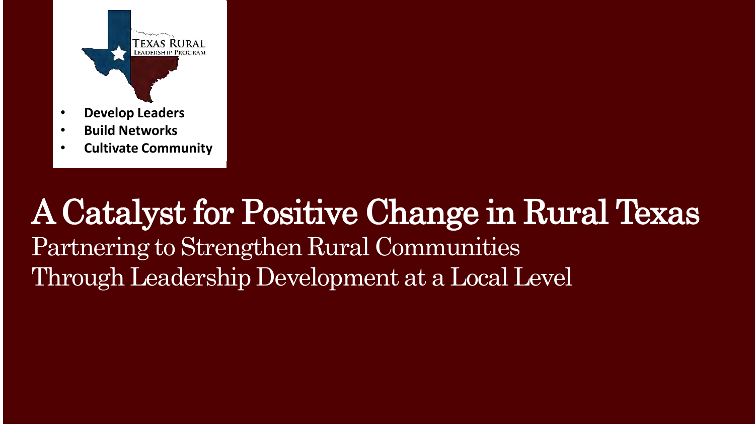TEXAS RURAL LEADERSHIP PROGRAM

- **Develop Leaders**
- **Build Networks**
- **Cultivate Community**

# A Catalyst for Positive Change in Rural Texas

Partnering to Strengthen Rural Communities
Through Leadership Development at a Local Level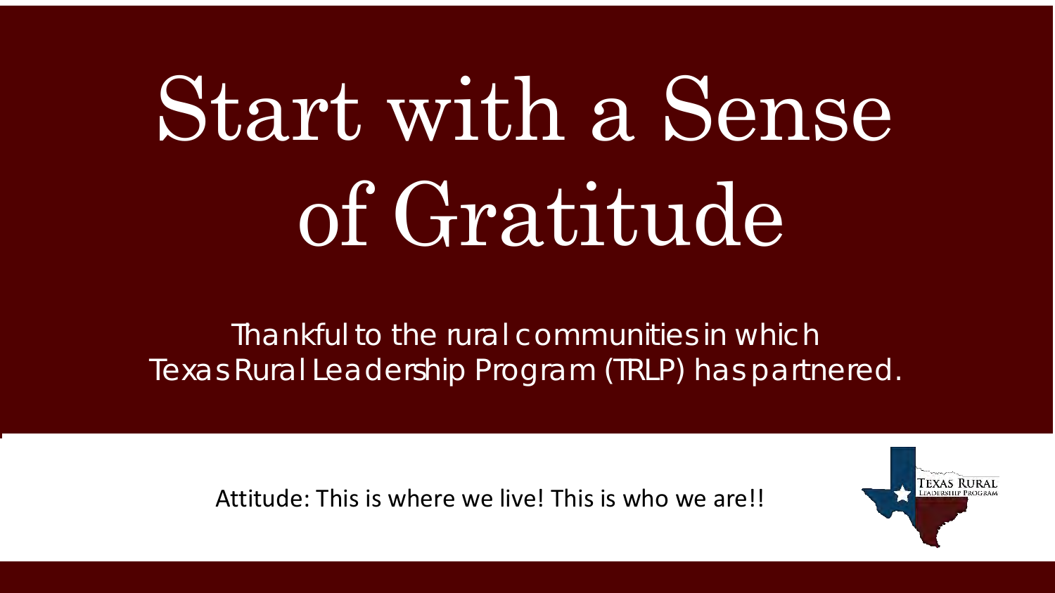# Start with a Sense of Gratitude

Thankful to the rural communities in which Texas Rural Leadership Program (TRLP) has partnered.

Attitude: This is where we live! This is who we are!!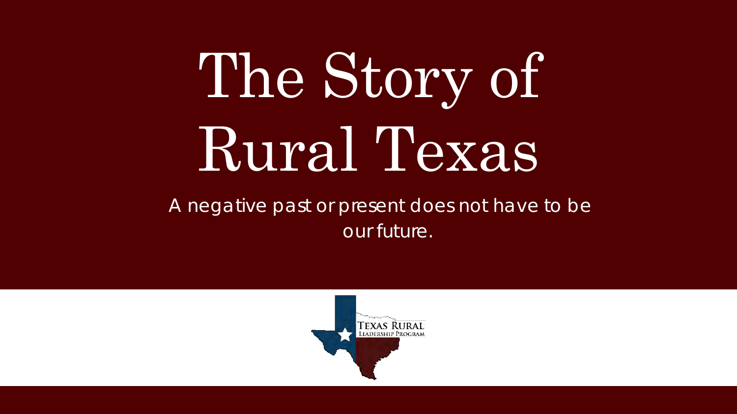# The Story of Rural Texas

A negative past or present does not have to be our future.

TEXAS RURAL
LEADERSHIP PROGRAM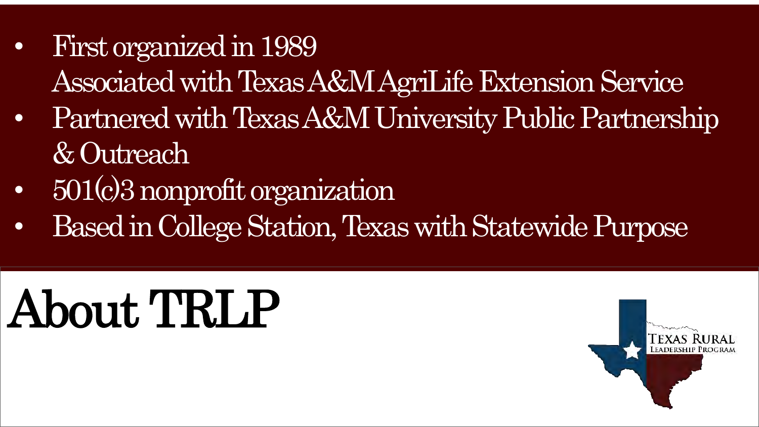# About TRLP

- First organized in 1989
  Associated with Texas A&M AgriLife Extension Service
- Partnered with Texas A&M University Public Partnership & Outreach
- 501(c)3 nonprofit organization
- Based in College Station, Texas with Statewide Purpose

Texas Rural Leadership Program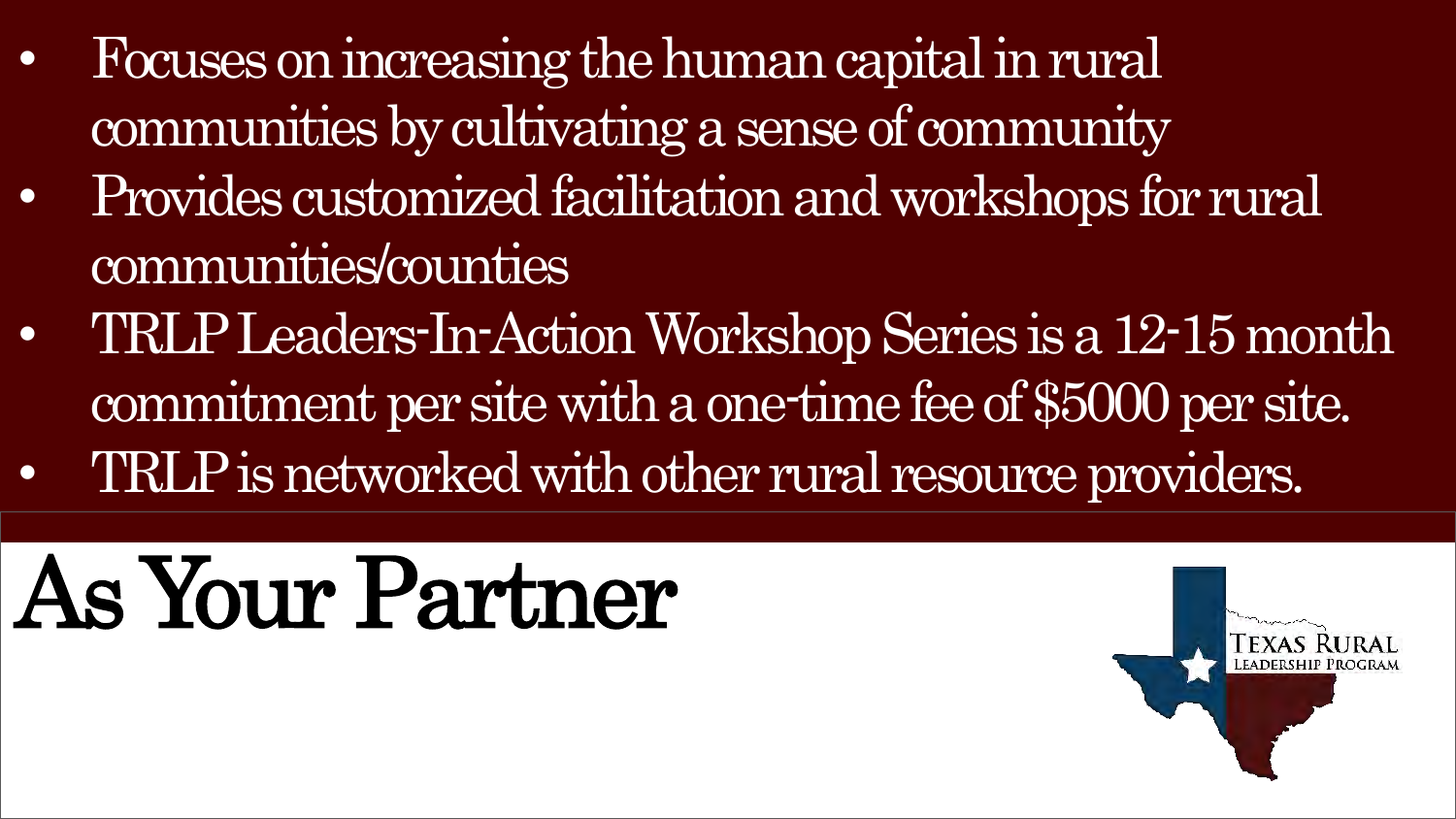- Focuses on increasing the human capital in rural communities by cultivating a sense of community
- Provides customized facilitation and workshops for rural communities/counties
- TRLP Leaders-In-Action Workshop Series is a 12-15 month commitment per site with a one-time fee of $5000 per site.
- TRLP is networked with other rural resource providers.

# As Your Partner

TEXAS RURAL LEADERSHIP PROGRAM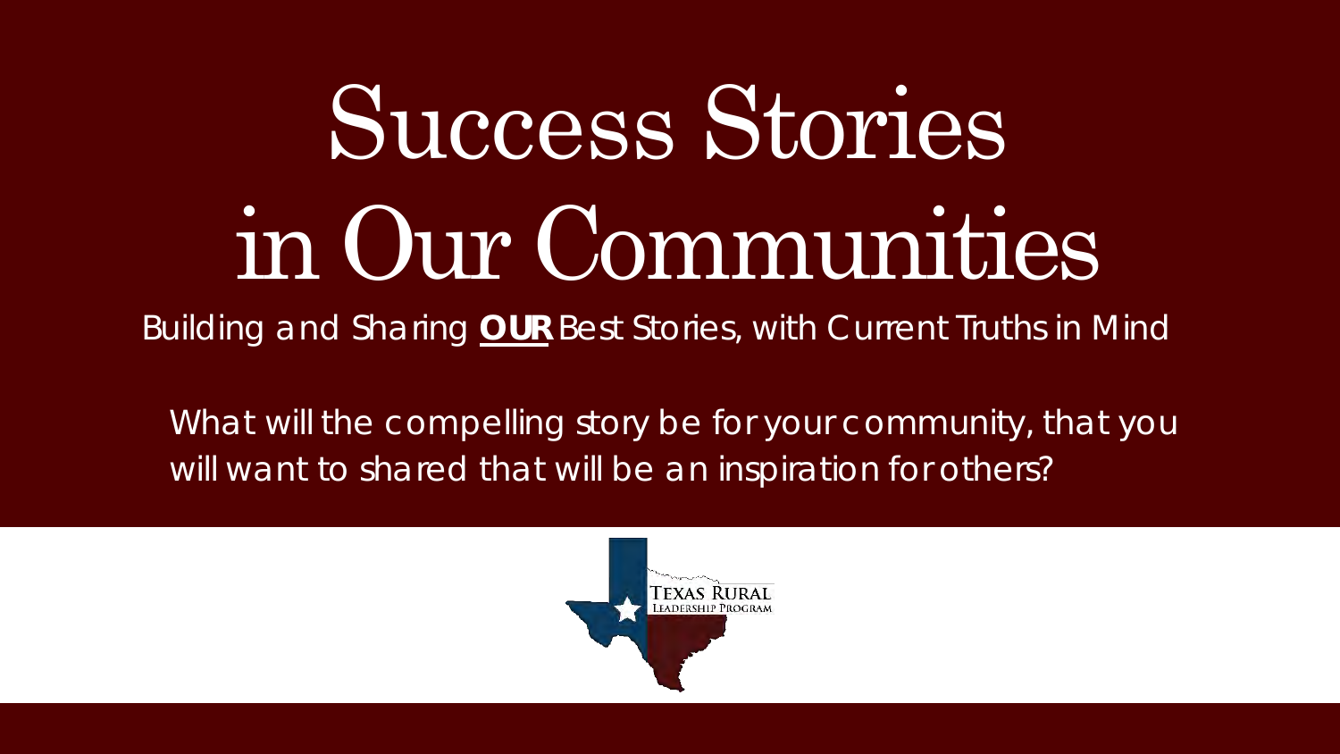# Success Stories in Our Communities

Building and Sharing **OUR** Best Stories, with Current Truths in Mind

What will the compelling story be for your community, that you will want to shared that will be an inspiration for others?

TEXAS RURAL LEADERSHIP PROGRAM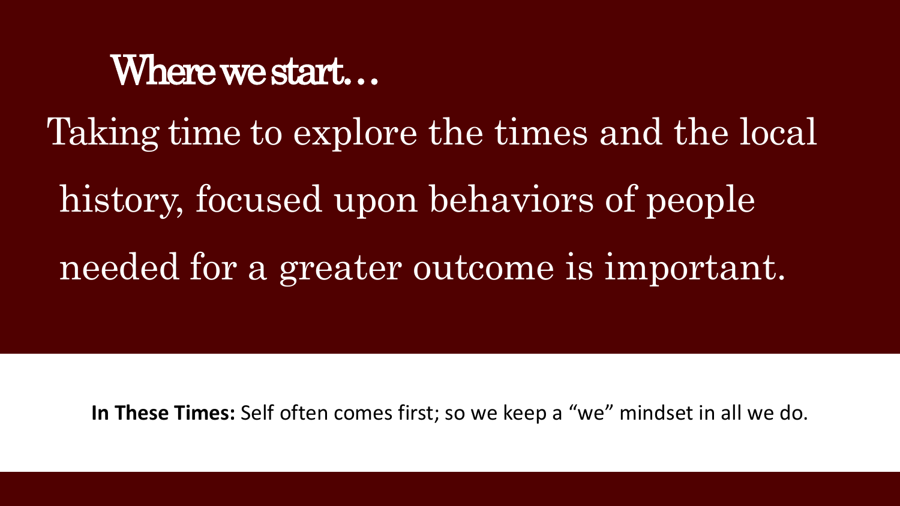# Where we start…

Taking time to explore the times and the local history, focused upon behaviors of people needed for a greater outcome is important.

**In These Times:** Self often comes first; so we keep a “we” mindset in all we do.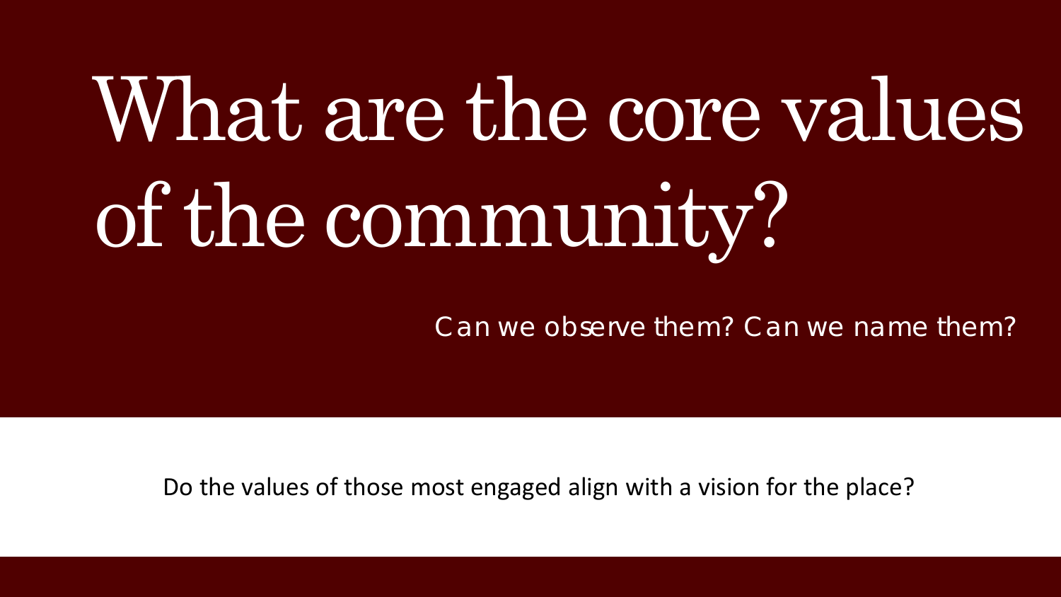# What are the core values of the community?

Can we observe them? Can we name them?

Do the values of those most engaged align with a vision for the place?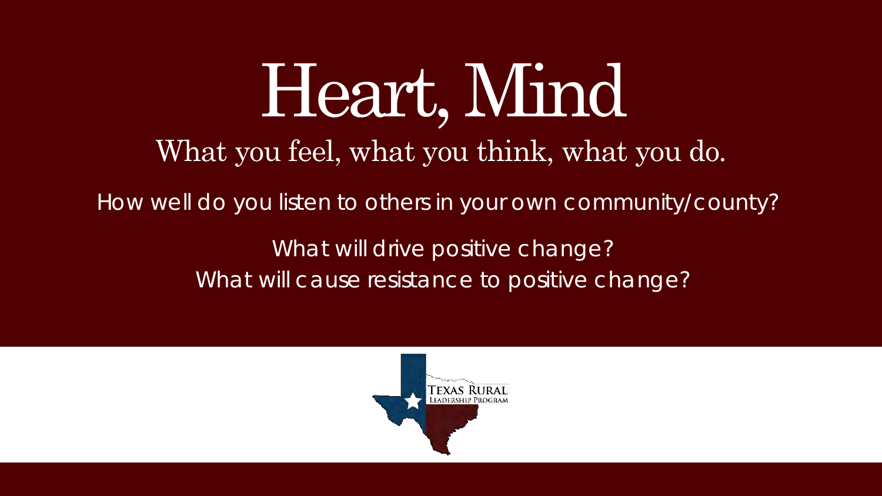# Heart, Mind

What you feel, what you think, what you do.

How well do you listen to others in your own community/county?

What will drive positive change?
What will cause resistance to positive change?

Texas Rural Leadership Program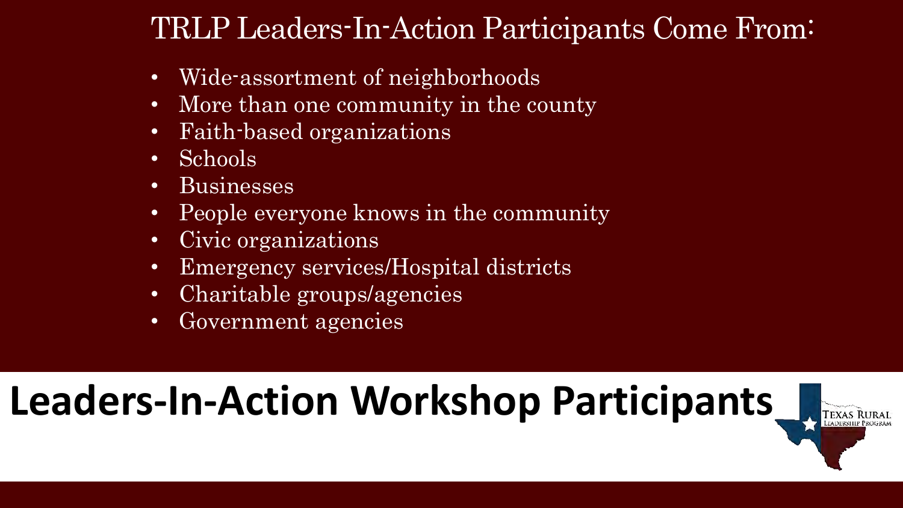## TRLP Leaders-In-Action Participants Come From:

- Wide-assortment of neighborhoods
- More than one community in the county
- Faith-based organizations
- Schools
- Businesses
- People everyone knows in the community
- Civic organizations
- Emergency services/Hospital districts
- Charitable groups/agencies
- Government agencies

# Leaders-In-Action Workshop Participants

Texas Rural Leadership Program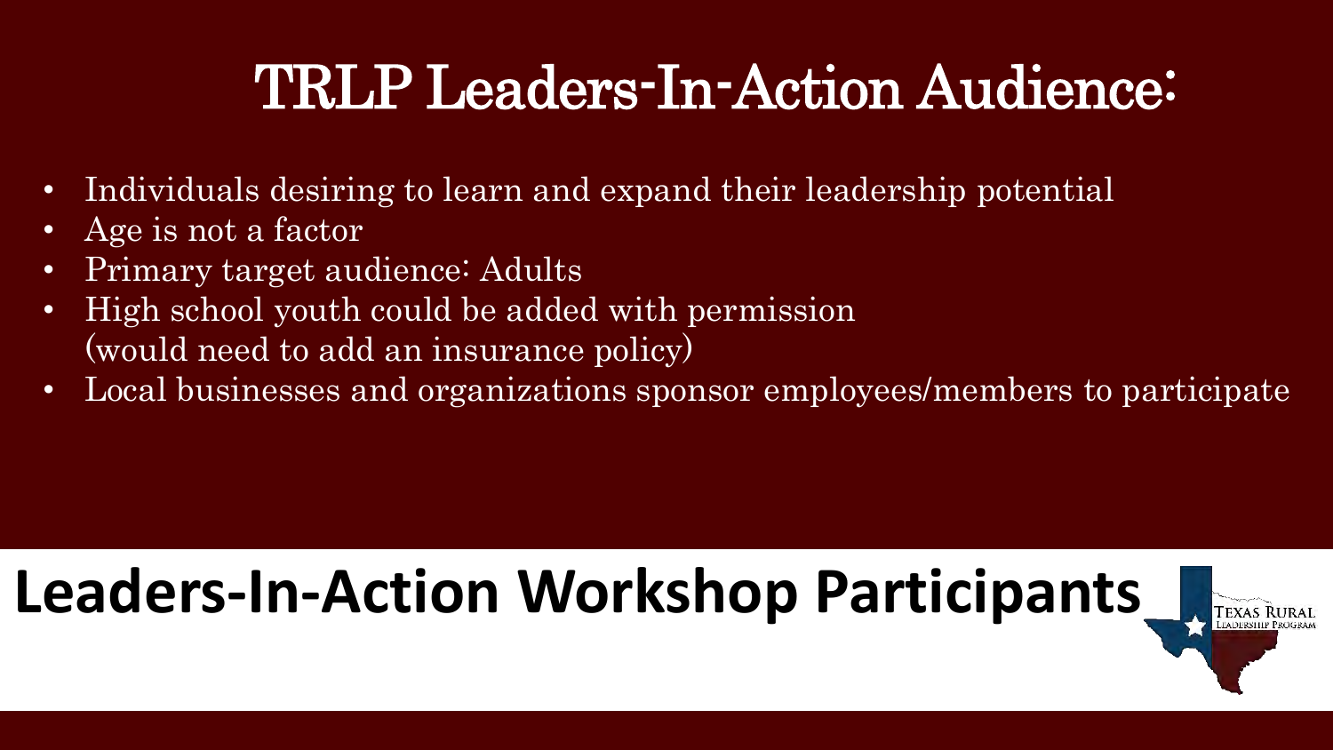# TRLP Leaders-In-Action Audience:

- Individuals desiring to learn and expand their leadership potential
- Age is not a factor
- Primary target audience: Adults
- High school youth could be added with permission (would need to add an insurance policy)
- Local businesses and organizations sponsor employees/members to participate

## Leaders-In-Action Workshop Participants

Texas Rural Leadership Program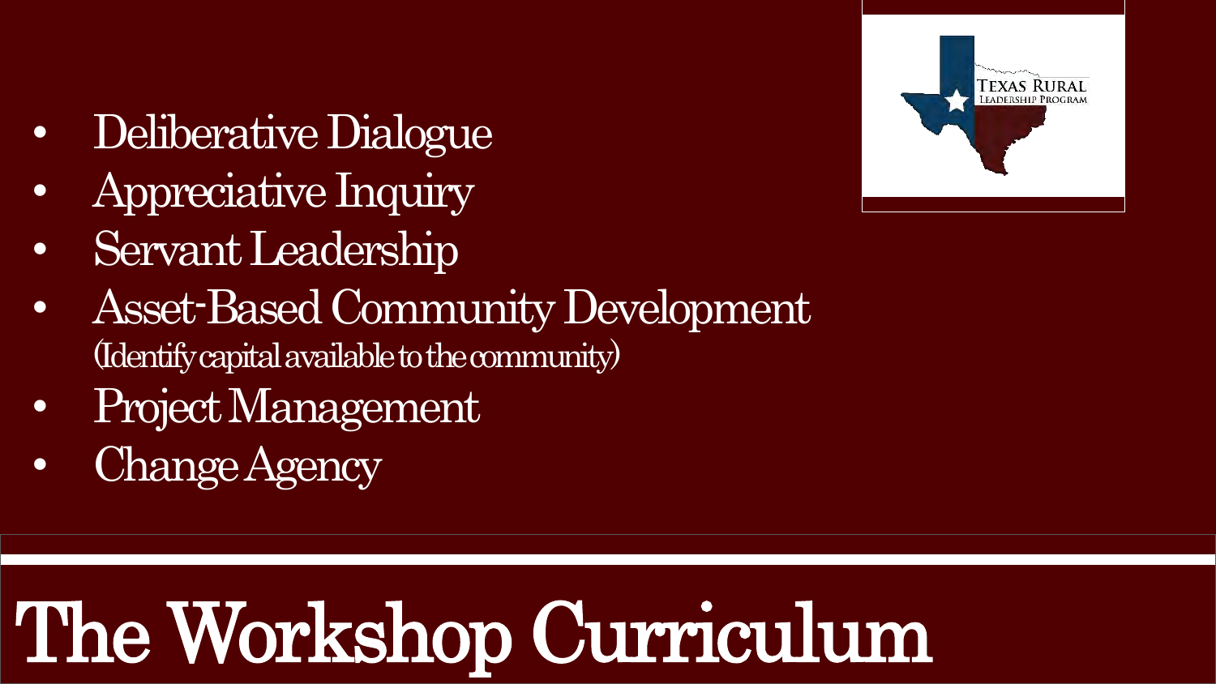- Deliberative Dialogue
- Appreciative Inquiry
- Servant Leadership
- Asset-Based Community Development (Identify capital available to the community)
- Project Management
- Change Agency

# The Workshop Curriculum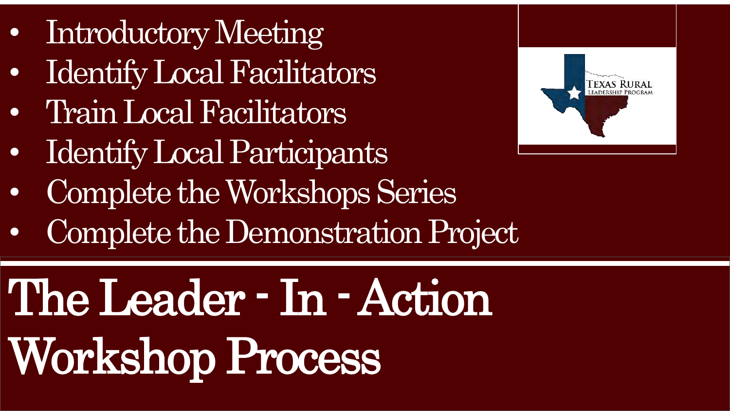# The Leader - In - Action Workshop Process

- Introductory Meeting
- Identify Local Facilitators
- Train Local Facilitators
- Identify Local Participants
- Complete the Workshops Series
- Complete the Demonstration Project

Texas Rural Leadership Program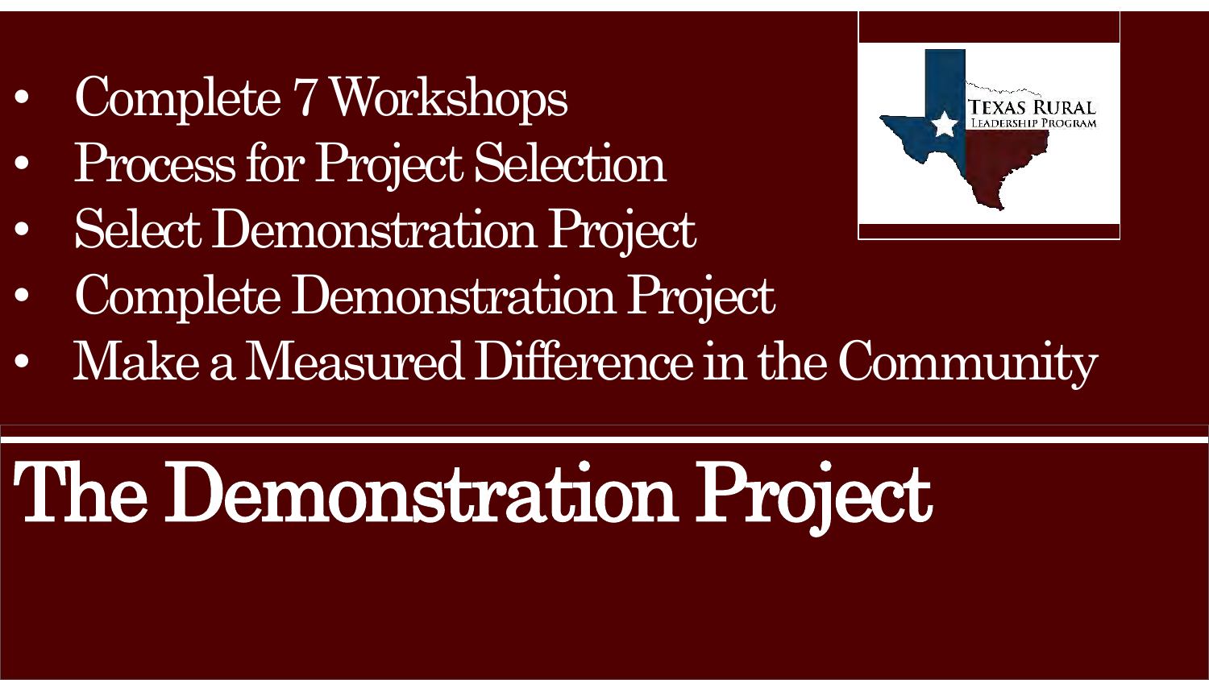- Complete 7 Workshops
- Process for Project Selection
- Select Demonstration Project
- Complete Demonstration Project
- Make a Measured Difference in the Community

TEXAS RURAL LEADERSHIP PROGRAM

# The Demonstration Project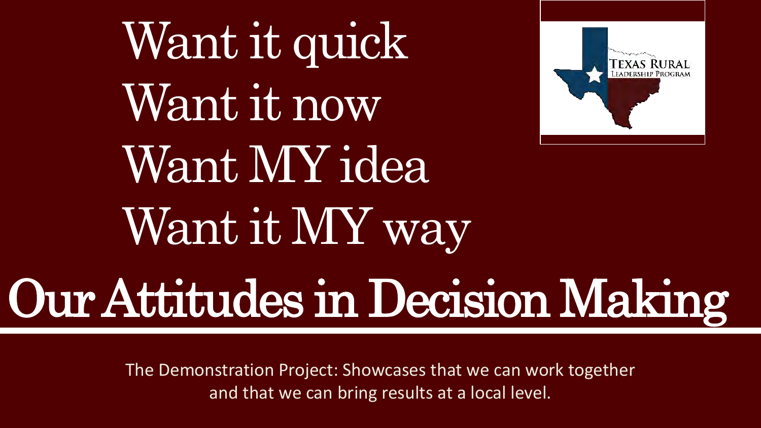Want it quick

Want it now

Want MY idea

Want it MY way

# Our Attitudes in Decision Making

TEXAS RURAL LEADERSHIP PROGRAM

The Demonstration Project: Showcases that we can work together and that we can bring results at a local level.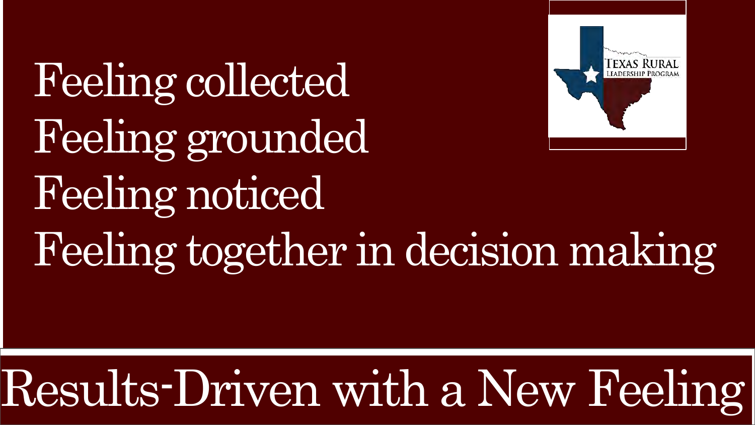Feeling collected
Feeling grounded
Feeling noticed
Feeling together in decision making

TEXAS RURAL LEADERSHIP PROGRAM

# Results-Driven with a New Feeling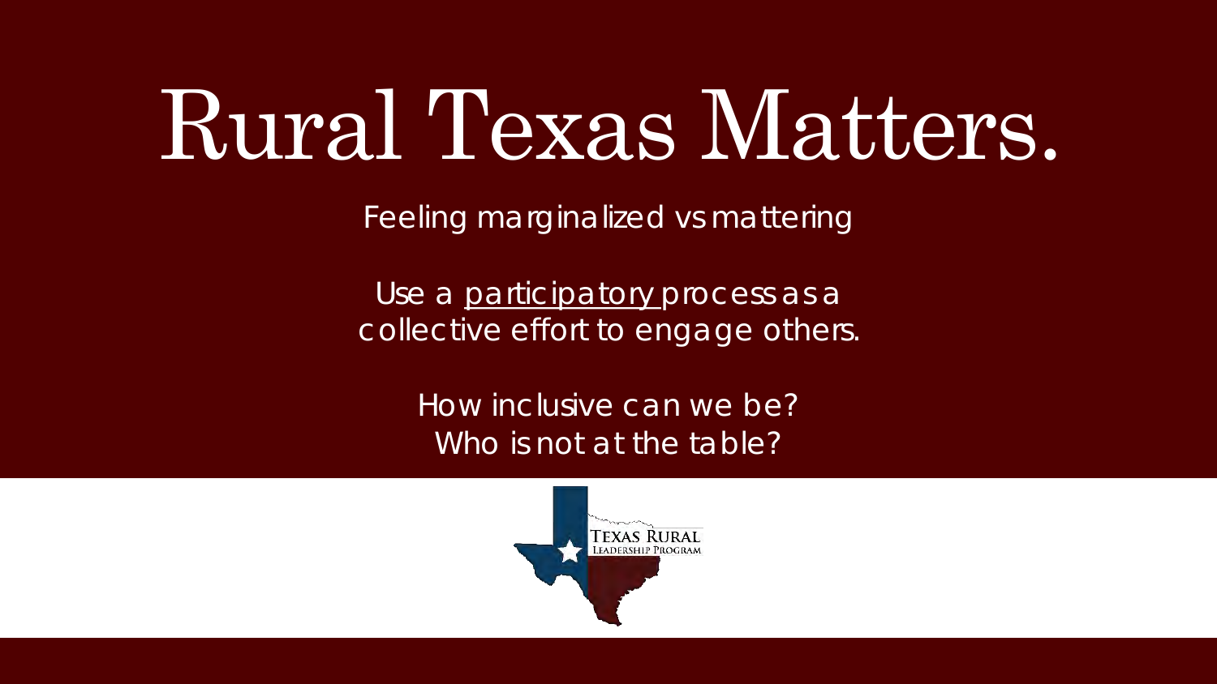# Rural Texas Matters.

Feeling marginalized vs mattering

Use a participatory process as a collective effort to engage others.

How inclusive can we be?
Who is not at the table?

Texas Rural Leadership Program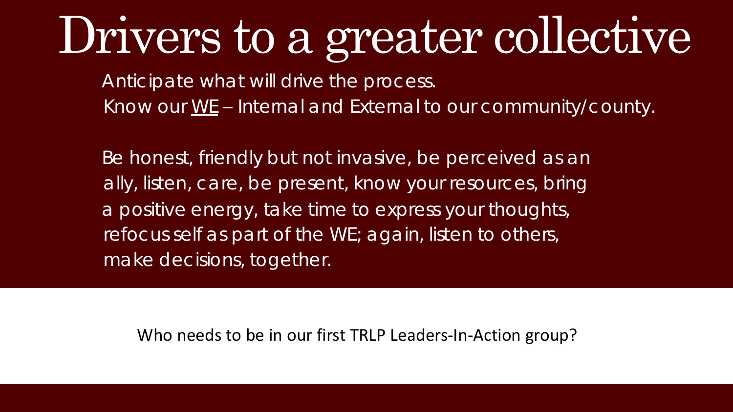# Drivers to a greater collective

Anticipate what will drive the process.
Know our <u>WE</u> – Internal and External to our community/county.

Be honest, friendly but not invasive, be perceived as an ally, listen, care, be present, know your resources, bring a positive energy, take time to express your thoughts, refocus self as part of the WE; again, listen to others, make decisions, together.

Who needs to be in our first TRLP Leaders-In-Action group?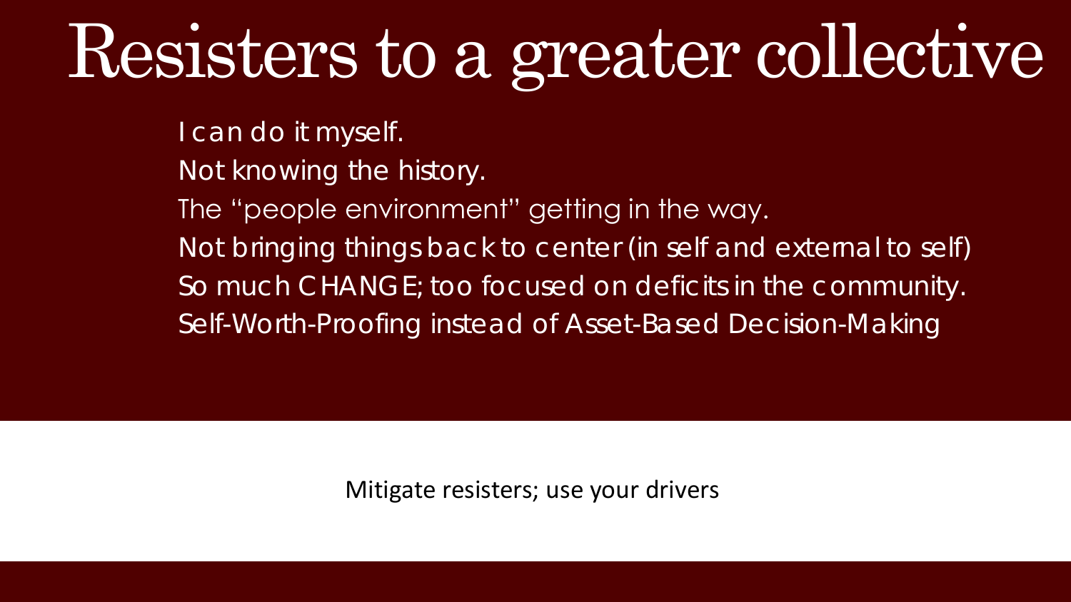# Resisters to a greater collective

I can do it myself.
Not knowing the history.
The "people environment" getting in the way.
Not bringing things back to center (in self and external to self)
So much CHANGE; too focused on deficits in the community.
Self-Worth-Proofing instead of Asset-Based Decision-Making

Mitigate resisters; use your drivers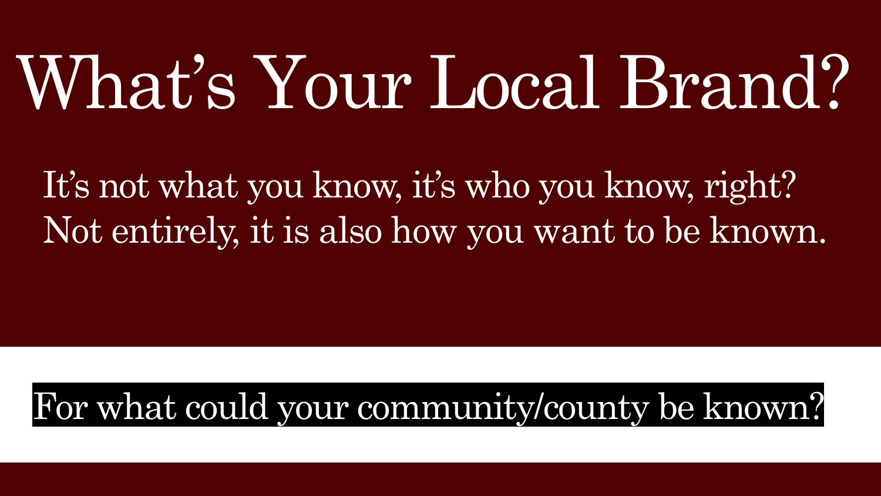# What's Your Local Brand?

It's not what you know, it's who you know, right?
Not entirely, it is also how you want to be known.

For what could your community/county be known?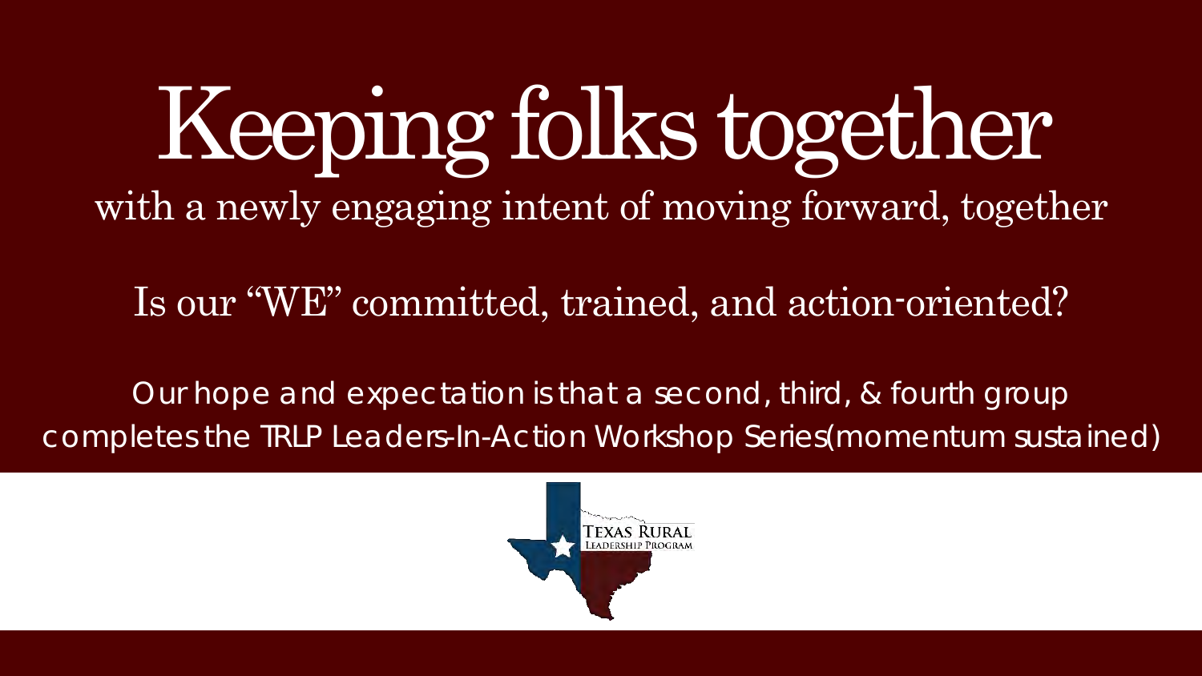# Keeping folks together

with a newly engaging intent of moving forward, together

Is our "WE" committed, trained, and action-oriented?

Our hope and expectation is that a second, third, & fourth group completes the TRLP Leaders-In-Action Workshop Series (momentum sustained)

Texas Rural Leadership Program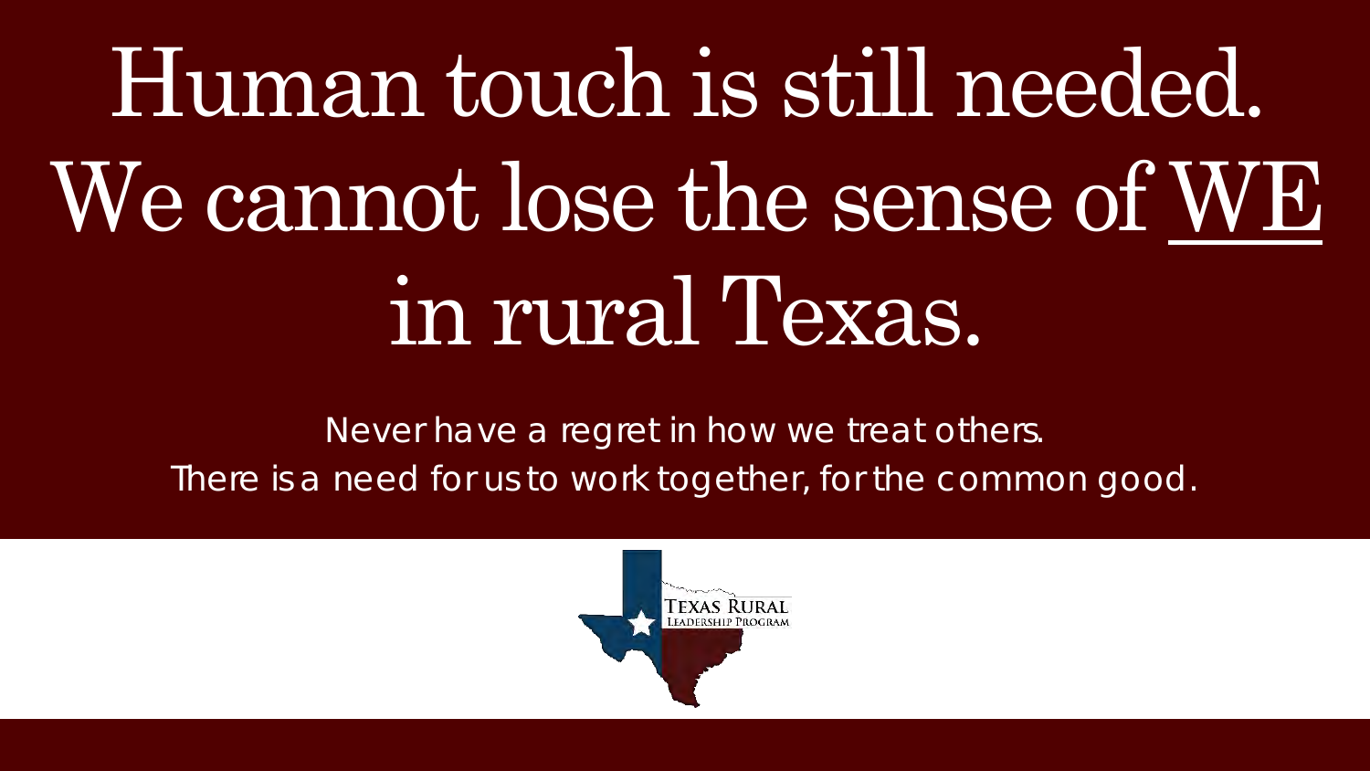# Human touch is still needed. We cannot lose the sense of <u>WE</u> in rural Texas.

Never have a regret in how we treat others.
There is a need for us to work together, for the common good.

TEXAS RURAL LEADERSHIP PROGRAM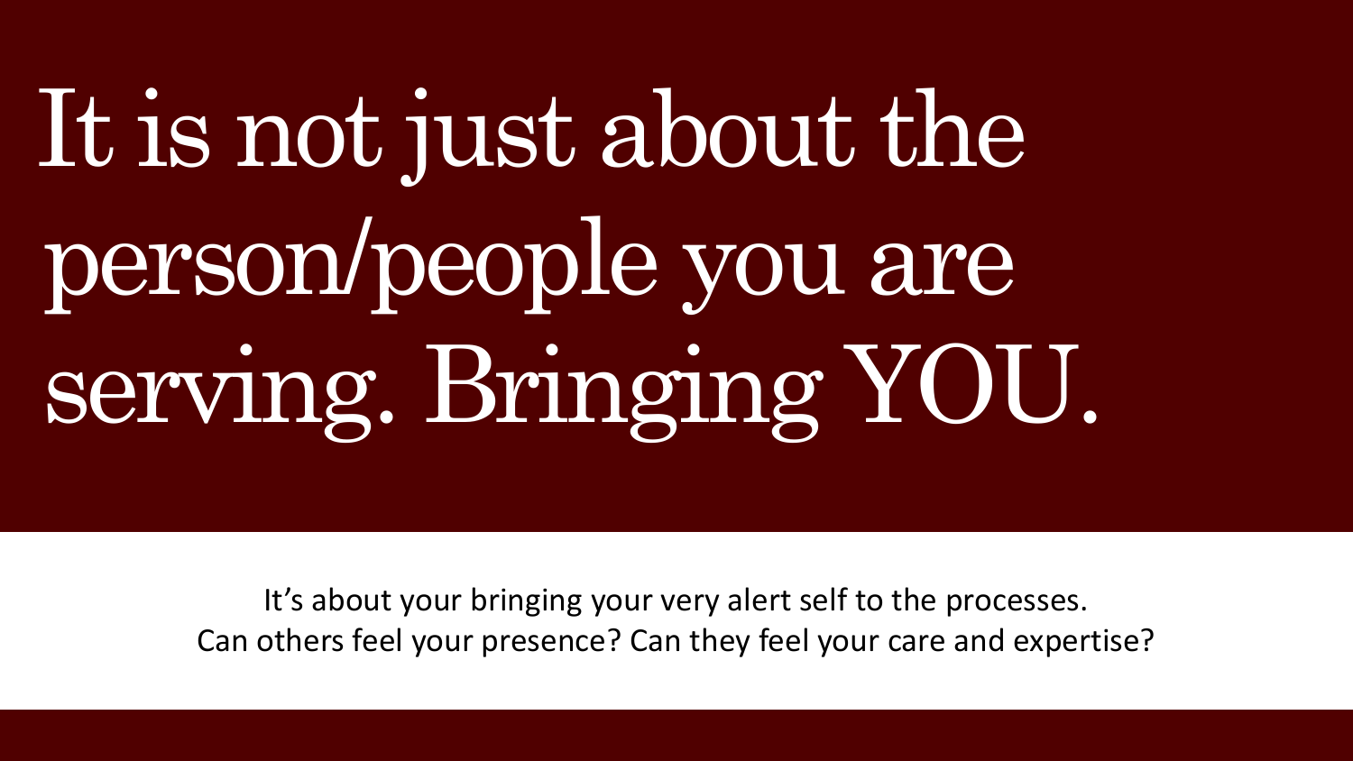# It is not just about the person/people you are serving. Bringing YOU.

It's about your bringing your very alert self to the processes.
Can others feel your presence? Can they feel your care and expertise?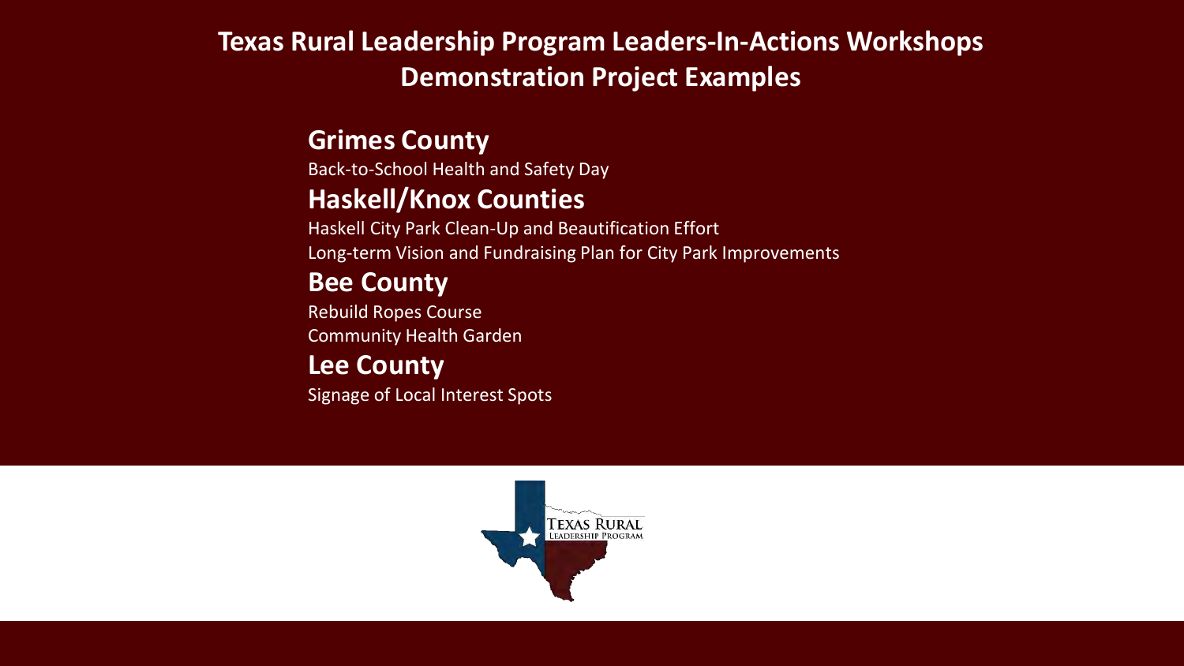# Texas Rural Leadership Program Leaders-In-Actions Workshops
# Demonstration Project Examples

## Grimes County

Back-to-School Health and Safety Day

## Haskell/Knox Counties

Haskell City Park Clean-Up and Beautification Effort

Long-term Vision and Fundraising Plan for City Park Improvements

## Bee County

Rebuild Ropes Course

Community Health Garden

## Lee County

Signage of Local Interest Spots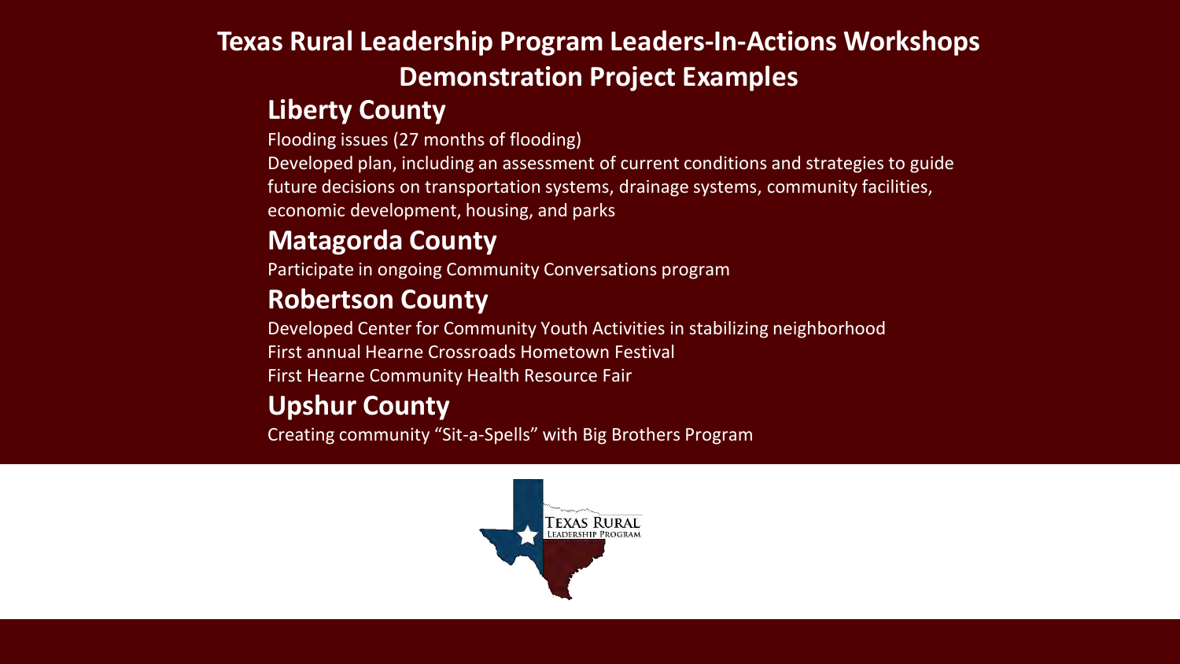# Texas Rural Leadership Program Leaders-In-Actions Workshops Demonstration Project Examples

## Liberty County

Flooding issues (27 months of flooding)

Developed plan, including an assessment of current conditions and strategies to guide future decisions on transportation systems, drainage systems, community facilities, economic development, housing, and parks

## Matagorda County

Participate in ongoing Community Conversations program

## Robertson County

Developed Center for Community Youth Activities in stabilizing neighborhood

First annual Hearne Crossroads Hometown Festival

First Hearne Community Health Resource Fair

## Upshur County

Creating community "Sit-a-Spells" with Big Brothers Program

TEXAS RURAL LEADERSHIP PROGRAM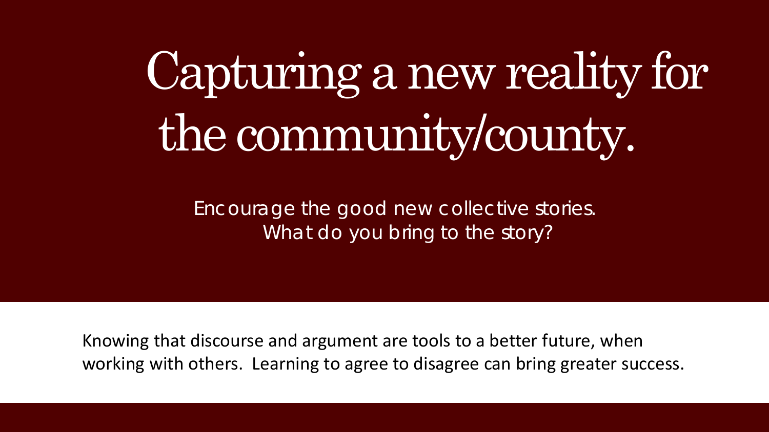# Capturing a new reality for the community/county.

Encourage the good new collective stories.
What do you bring to the story?

Knowing that discourse and argument are tools to a better future, when working with others. Learning to agree to disagree can bring greater success.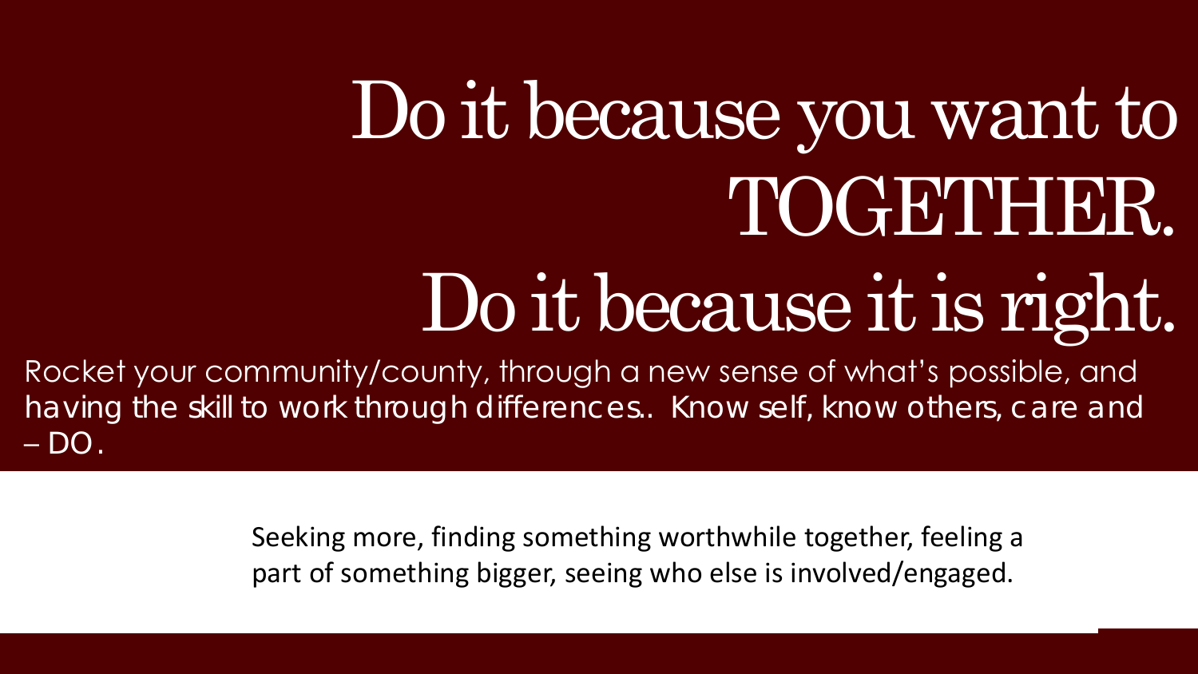# Do it because you want to TOGETHER.

# Do it because it is right.

Rocket your community/county, through a new sense of what's possible, and having the skill to work through differences.. Know self, know others, care and – DO.

Seeking more, finding something worthwhile together, feeling a part of something bigger, seeing who else is involved/engaged.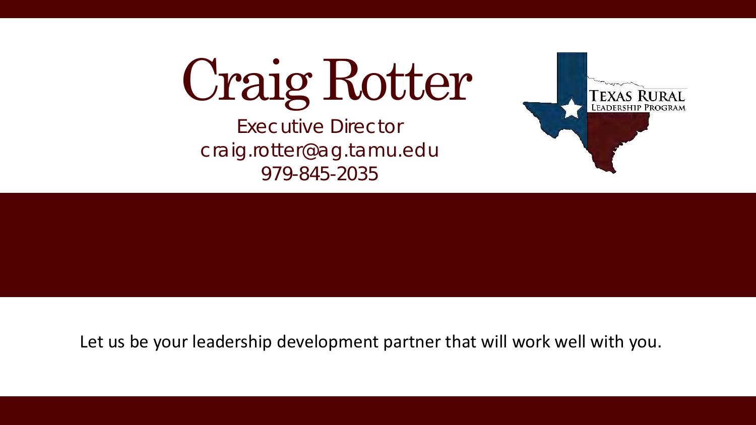# Craig Rotter

Executive Director
craig.rotter@ag.tamu.edu
979-845-2035

TEXAS RURAL
LEADERSHIP PROGRAM

Let us be your leadership development partner that will work well with you.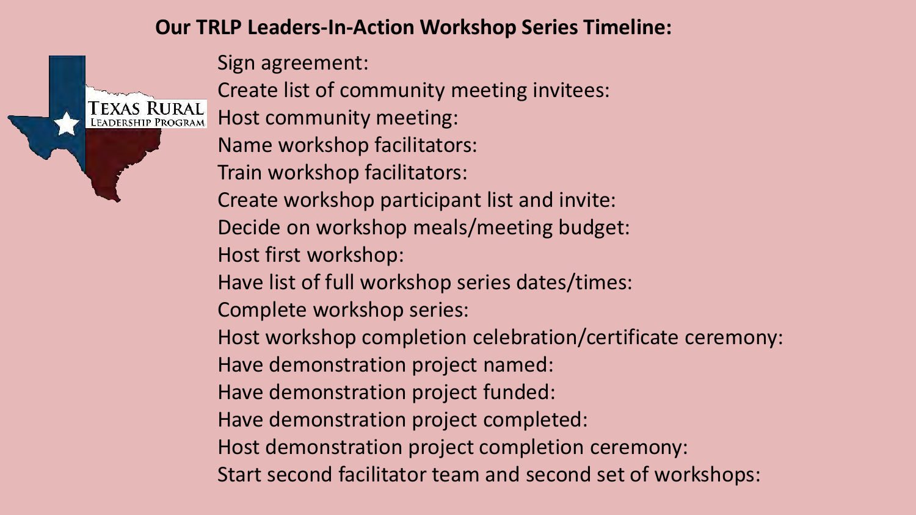**Our TRLP Leaders-In-Action Workshop Series Timeline:**

Texas Rural Leadership Program

Sign agreement:
Create list of community meeting invitees:
Host community meeting:
Name workshop facilitators:
Train workshop facilitators:
Create workshop participant list and invite:
Decide on workshop meals/meeting budget:
Host first workshop:
Have list of full workshop series dates/times:
Complete workshop series:
Host workshop completion celebration/certificate ceremony:
Have demonstration project named:
Have demonstration project funded:
Have demonstration project completed:
Host demonstration project completion ceremony:
Start second facilitator team and second set of workshops: